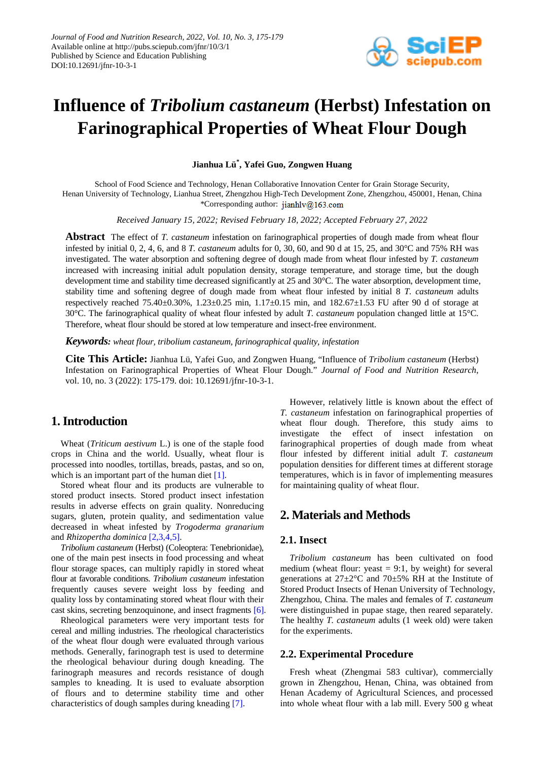# Influence of *Tribolium castaneum* (Herbst) Infestation on Farinographical Properties of Wheat Flour Dough

**Jianhua Lü[*], Yafei Guo, Zongwen Huang**

School of Food Science and Technology, Henan Collaborative Innovation Center for Grain Storage Security, Henan University of Technology, Lianhua Street, Zhengzhou High-Tech Development Zone, Zhengzhou, 450001, Henan, China
*Corresponding author: jianhlv@163.com

*Received January 15, 2022; Revised February 18, 2022; Accepted February 27, 2022*

**Abstract** The effect of *T. castaneum* infestation on farinographical properties of dough made from wheat flour infested by initial 0, 2, 4, 6, and 8 *T. castaneum* adults for 0, 30, 60, and 90 d at 15, 25, and 30°C and 75% RH was investigated. The water absorption and softening degree of dough made from wheat flour infested by *T. castaneum* increased with increasing initial adult population density, storage temperature, and storage time, but the dough development time and stability time decreased significantly at 25 and 30°C. The water absorption, development time, stability time and softening degree of dough made from wheat flour infested by initial 8 *T. castaneum* adults respectively reached 75.40±0.30%, 1.23±0.25 min, 1.17±0.15 min, and 182.67±1.53 FU after 90 d of storage at 30°C. The farinographical quality of wheat flour infested by adult *T. castaneum* population changed little at 15°C. Therefore, wheat flour should be stored at low temperature and insect-free environment.

***Keywords:*** *wheat flour, tribolium castaneum, farinographical quality, infestation*

**Cite This Article:** Jianhua Lü, Yafei Guo, and Zongwen Huang, "Influence of *Tribolium castaneum* (Herbst) Infestation on Farinographical Properties of Wheat Flour Dough." *Journal of Food and Nutrition Research*, vol. 10, no. 3 (2022): 175-179. doi: 10.12691/jfnr-10-3-1.

## 1. Introduction

Wheat (*Triticum aestivum* L.) is one of the staple food crops in China and the world. Usually, wheat flour is processed into noodles, tortillas, breads, pastas, and so on, which is an important part of the human diet [1].

Stored wheat flour and its products are vulnerable to stored product insects. Stored product insect infestation results in adverse effects on grain quality. Nonreducing sugars, gluten, protein quality, and sedimentation value decreased in wheat infested by *Trogoderma granarium* and *Rhizopertha dominica* [2,3,4,5].

*Tribolium castaneum* (Herbst) (Coleoptera: Tenebrionidae), one of the main pest insects in food processing and wheat flour storage spaces, can multiply rapidly in stored wheat flour at favorable conditions. *Tribolium castaneum* infestation frequently causes severe weight loss by feeding and quality loss by contaminating stored wheat flour with their cast skins, secreting benzoquinone, and insect fragments [6].

Rheological parameters were very important tests for cereal and milling industries. The rheological characteristics of the wheat flour dough were evaluated through various methods. Generally, farinograph test is used to determine the rheological behaviour during dough kneading. The farinograph measures and records resistance of dough samples to kneading. It is used to evaluate absorption of flours and to determine stability time and other characteristics of dough samples during kneading [7].

However, relatively little is known about the effect of *T. castaneum* infestation on farinographical properties of wheat flour dough. Therefore, this study aims to investigate the effect of insect infestation on farinographical properties of dough made from wheat flour infested by different initial adult *T. castaneum* population densities for different times at different storage temperatures, which is in favor of implementing measures for maintaining quality of wheat flour.

## 2. Materials and Methods

### 2.1. Insect

*Tribolium castaneum* has been cultivated on food medium (wheat flour: yeast = 9:1, by weight) for several generations at 27±2°C and 70±5% RH at the Institute of Stored Product Insects of Henan University of Technology, Zhengzhou, China. The males and females of *T. castaneum* were distinguished in pupae stage, then reared separately. The healthy *T. castaneum* adults (1 week old) were taken for the experiments.

### 2.2. Experimental Procedure

Fresh wheat (Zhengmai 583 cultivar), commercially grown in Zhengzhou, Henan, China, was obtained from Henan Academy of Agricultural Sciences, and processed into whole wheat flour with a lab mill. Every 500 g wheat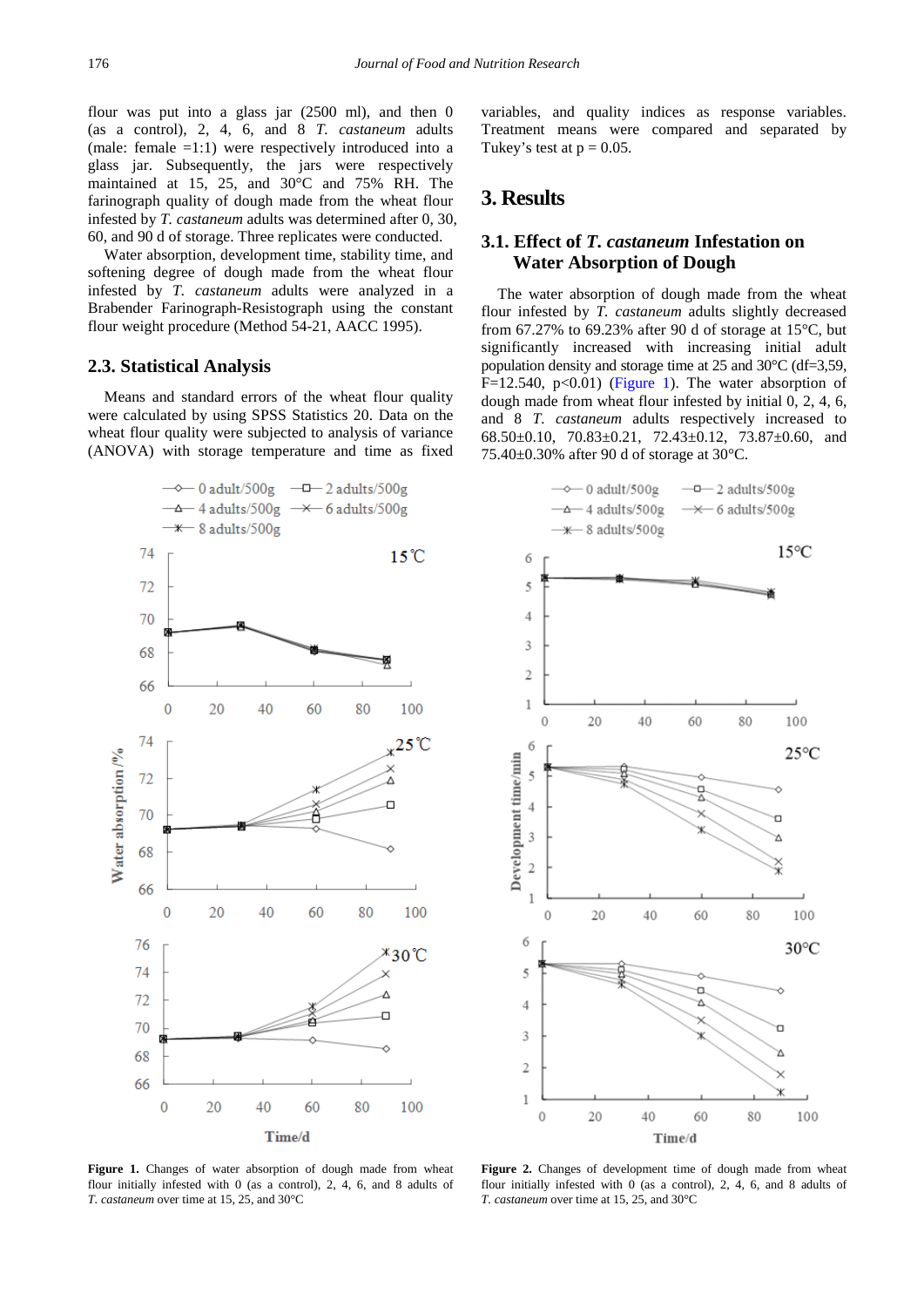flour was put into a glass jar (2500 ml), and then 0 (as a control), 2, 4, 6, and 8 *T. castaneum* adults (male: female =1:1) were respectively introduced into a glass jar. Subsequently, the jars were respectively maintained at 15, 25, and 30°C and 75% RH. The farinograph quality of dough made from the wheat flour infested by *T. castaneum* adults was determined after 0, 30, 60, and 90 d of storage. Three replicates were conducted.

Water absorption, development time, stability time, and softening degree of dough made from the wheat flour infested by *T. castaneum* adults were analyzed in a Brabender Farinograph-Resistograph using the constant flour weight procedure (Method 54-21, AACC 1995).

## 2.3. Statistical Analysis

Means and standard errors of the wheat flour quality were calculated by using SPSS Statistics 20. Data on the wheat flour quality were subjected to analysis of variance (ANOVA) with storage temperature and time as fixed variables, and quality indices as response variables. Treatment means were compared and separated by Tukey's test at $p = 0.05$.

# 3. Results

## 3.1. Effect of *T. castaneum* Infestation on Water Absorption of Dough

The water absorption of dough made from the wheat flour infested by *T. castaneum* adults slightly decreased from 67.27% to 69.23% after 90 d of storage at 15°C, but significantly increased with increasing initial adult population density and storage time at 25 and 30°C (df=3,59, F=12.540, $p<0.01$) (Figure 1). The water absorption of dough made from wheat flour infested by initial 0, 2, 4, 6, and 8 *T. castaneum* adults respectively increased to 68.50±0.10, 70.83±0.21, 72.43±0.12, 73.87±0.60, and 75.40±0.30% after 90 d of storage at 30°C.

**Figure 1.** Changes of water absorption of dough made from wheat flour initially infested with 0 (as a control), 2, 4, 6, and 8 adults of *T. castaneum* over time at 15, 25, and 30°C

**Figure 2.** Changes of development time of dough made from wheat flour initially infested with 0 (as a control), 2, 4, 6, and 8 adults of *T. castaneum* over time at 15, 25, and 30°C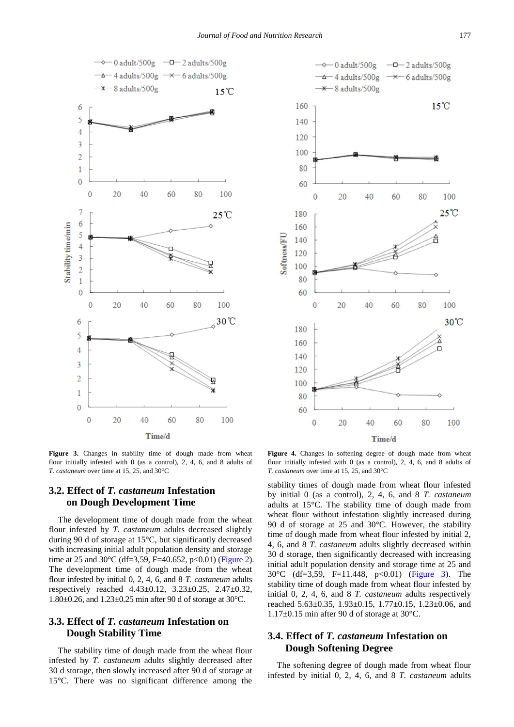**Figure 3.** Changes in stability time of dough made from wheat flour initially infested with 0 (as a control), 2, 4, 6, and 8 adults of *T. castaneum* over time at 15, 25, and 30°C

**Figure 4.** Changes in softening degree of dough made from wheat flour initially infested with 0 (as a control), 2, 4, 6, and 8 adults of *T. castaneum* over time at 15, 25, and 30°C

## 3.2. Effect of *T. castaneum* Infestation on Dough Development Time

The development time of dough made from the wheat flour infested by *T. castaneum* adults decreased slightly during 90 d of storage at 15°C, but significantly decreased with increasing initial adult population density and storage time at 25 and 30°C (df=3,59, F=40.652, $p<0.01$) (Figure 2). The development time of dough made from the wheat flour infested by initial 0, 2, 4, 6, and 8 *T. castaneum* adults respectively reached 4.43±0.12, 3.23±0.25, 2.47±0.32, 1.80±0.26, and 1.23±0.25 min after 90 d of storage at 30°C.

## 3.3. Effect of *T. castaneum* Infestation on Dough Stability Time

The stability time of dough made from the wheat flour infested by *T. castaneum* adults slightly decreased after 30 d storage, then slowly increased after 90 d of storage at 15°C. There was no significant difference among the stability times of dough made from wheat flour infested by initial 0 (as a control), 2, 4, 6, and 8 *T. castaneum* adults at 15°C. The stability time of dough made from wheat flour without infestation slightly increased during 90 d of storage at 25 and 30°C. However, the stability time of dough made from wheat flour infested by initial 2, 4, 6, and 8 *T. castaneum* adults slightly decreased within 30 d storage, then significantly decreased with increasing initial adult population density and storage time at 25 and 30°C (df=3,59, F=11.448, $p<0.01$) (Figure 3). The stability time of dough made from wheat flour infested by initial 0, 2, 4, 6, and 8 *T. castaneum* adults respectively reached 5.63±0.35, 1.93±0.15, 1.77±0.15, 1.23±0.06, and 1.17±0.15 min after 90 d of storage at 30°C.

## 3.4. Effect of *T. castaneum* Infestation on Dough Softening Degree

The softening degree of dough made from wheat flour infested by initial 0, 2, 4, 6, and 8 *T. castaneum* adults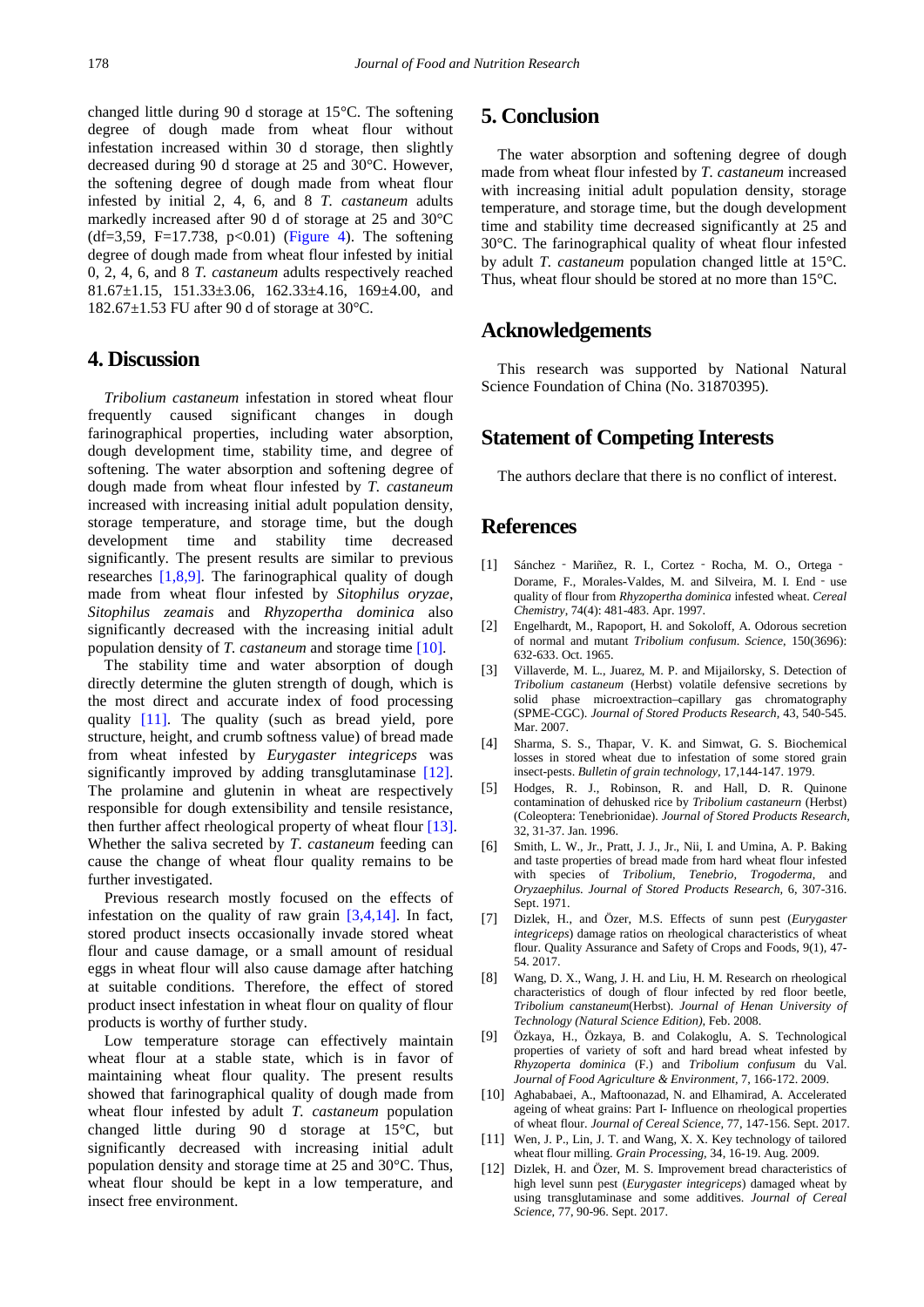changed little during 90 d storage at 15°C. The softening degree of dough made from wheat flour without infestation increased within 30 d storage, then slightly decreased during 90 d storage at 25 and 30°C. However, the softening degree of dough made from wheat flour infested by initial 2, 4, 6, and 8 *T. castaneum* adults markedly increased after 90 d of storage at 25 and 30°C (df=3,59, F=17.738, $p<0.01$) (Figure 4). The softening degree of dough made from wheat flour infested by initial 0, 2, 4, 6, and 8 *T. castaneum* adults respectively reached 81.67±1.15, 151.33±3.06, 162.33±4.16, 169±4.00, and 182.67±1.53 FU after 90 d of storage at 30°C.

## 4. Discussion

*Tribolium castaneum* infestation in stored wheat flour frequently caused significant changes in dough farinographical properties, including water absorption, dough development time, stability time, and degree of softening. The water absorption and softening degree of dough made from wheat flour infested by *T. castaneum* increased with increasing initial adult population density, storage temperature, and storage time, but the dough development time and stability time decreased significantly. The present results are similar to previous researches [1,8,9]. The farinographical quality of dough made from wheat flour infested by *Sitophilus oryzae*, *Sitophilus zeamais* and *Rhyzopertha dominica* also significantly decreased with the increasing initial adult population density of *T. castaneum* and storage time [10].

The stability time and water absorption of dough directly determine the gluten strength of dough, which is the most direct and accurate index of food processing quality [11]. The quality (such as bread yield, pore structure, height, and crumb softness value) of bread made from wheat infested by *Eurygaster integriceps* was significantly improved by adding transglutaminase [12]. The prolamine and glutenin in wheat are respectively responsible for dough extensibility and tensile resistance, then further affect rheological property of wheat flour [13]. Whether the saliva secreted by *T. castaneum* feeding can cause the change of wheat flour quality remains to be further investigated.

Previous research mostly focused on the effects of infestation on the quality of raw grain [3,4,14]. In fact, stored product insects occasionally invade stored wheat flour and cause damage, or a small amount of residual eggs in wheat flour will also cause damage after hatching at suitable conditions. Therefore, the effect of stored product insect infestation in wheat flour on quality of flour products is worthy of further study.

Low temperature storage can effectively maintain wheat flour at a stable state, which is in favor of maintaining wheat flour quality. The present results showed that farinographical quality of dough made from wheat flour infested by adult *T. castaneum* population changed little during 90 d storage at 15°C, but significantly decreased with increasing initial adult population density and storage time at 25 and 30°C. Thus, wheat flour should be kept in a low temperature, and insect free environment.

## 5. Conclusion

The water absorption and softening degree of dough made from wheat flour infested by *T. castaneum* increased with increasing initial adult population density, storage temperature, and storage time, but the dough development time and stability time decreased significantly at 25 and 30°C. The farinographical quality of wheat flour infested by adult *T. castaneum* population changed little at 15°C. Thus, wheat flour should be stored at no more than 15°C.

## Acknowledgements

This research was supported by National Natural Science Foundation of China (No. 31870395).

## Statement of Competing Interests

The authors declare that there is no conflict of interest.

## References

[1] Sánchez‐Mariñez, R. I., Cortez‐Rocha, M. O., Ortega‐Dorame, F., Morales-Valdes, M. and Silveira, M. I. End‐use quality of flour from *Rhyzopertha dominica* infested wheat. *Cereal Chemistry*, 74(4): 481-483. Apr. 1997.

[2] Engelhardt, M., Rapoport, H. and Sokoloff, A. Odorous secretion of normal and mutant *Tribolium confusum*. *Science*, 150(3696): 632-633. Oct. 1965.

[3] Villaverde, M. L., Juarez, M. P. and Mijailorsky, S. Detection of *Tribolium castaneum* (Herbst) volatile defensive secretions by solid phase microextraction–capillary gas chromatography (SPME-CGC). *Journal of Stored Products Research*, 43, 540-545. Mar. 2007.

[4] Sharma, S. S., Thapar, V. K. and Simwat, G. S. Biochemical losses in stored wheat due to infestation of some stored grain insect-pests. *Bulletin of grain technology*, 17,144-147. 1979.

[5] Hodges, R. J., Robinson, R. and Hall, D. R. Quinone contamination of dehusked rice by *Tribolium castaneurn* (Herbst) (Coleoptera: Tenebrionidae). *Journal of Stored Products Research*, 32, 31-37. Jan. 1996.

[6] Smith, L. W., Jr., Pratt, J. J., Jr., Nii, I. and Umina, A. P. Baking and taste properties of bread made from hard wheat flour infested with species of *Tribolium*, *Tenebrio*, *Trogoderma*, and *Oryzaephilus*. *Journal of Stored Products Research*, 6, 307-316. Sept. 1971.

[7] Dizlek, H., and Özer, M.S. Effects of sunn pest (*Eurygaster integriceps*) damage ratios on rheological characteristics of wheat flour. Quality Assurance and Safety of Crops and Foods, 9(1), 47-54. 2017.

[8] Wang, D. X., Wang, J. H. and Liu, H. M. Research on rheological characteristics of dough of flour infected by red floor beetle, *Tribolium canstaneum*(Herbst). *Journal of Henan University of Technology (Natural Science Edition)*, Feb. 2008.

[9] Özkaya, H., Özkaya, B. and Colakoglu, A. S. Technological properties of variety of soft and hard bread wheat infested by *Rhyzoperta dominica* (F.) and *Tribolium confusum* du Val. *Journal of Food Agriculture & Environment*, 7, 166-172. 2009.

[10] Aghababaei, A., Maftoonazad, N. and Elhamirad, A. Accelerated ageing of wheat grains: Part I- Influence on rheological properties of wheat flour. *Journal of Cereal Science*, 77, 147-156. Sept. 2017.

[11] Wen, J. P., Lin, J. T. and Wang, X. X. Key technology of tailored wheat flour milling. *Grain Processing*, 34, 16-19. Aug. 2009.

[12] Dizlek, H. and Özer, M. S. Improvement bread characteristics of high level sunn pest (*Eurygaster integriceps*) damaged wheat by using transglutaminase and some additives. *Journal of Cereal Science*, 77, 90-96. Sept. 2017.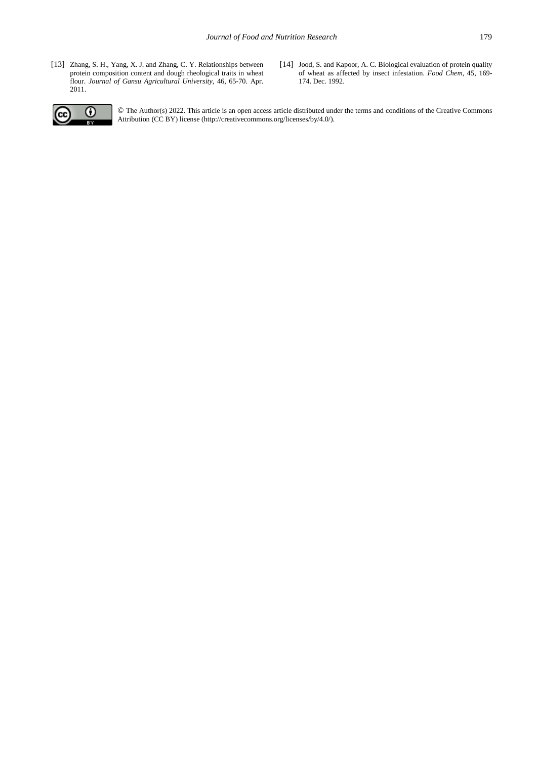[13] Zhang, S. H., Yang, X. J. and Zhang, C. Y. Relationships between protein composition content and dough rheological traits in wheat flour. *Journal of Gansu Agricultural University*, 46, 65-70. Apr. 2011.

[14] Jood, S. and Kapoor, A. C. Biological evaluation of protein quality of wheat as affected by insect infestation. *Food Chem*, 45, 169-174. Dec. 1992.

© The Author(s) 2022. This article is an open access article distributed under the terms and conditions of the Creative Commons Attribution (CC BY) license (http://creativecommons.org/licenses/by/4.0/).